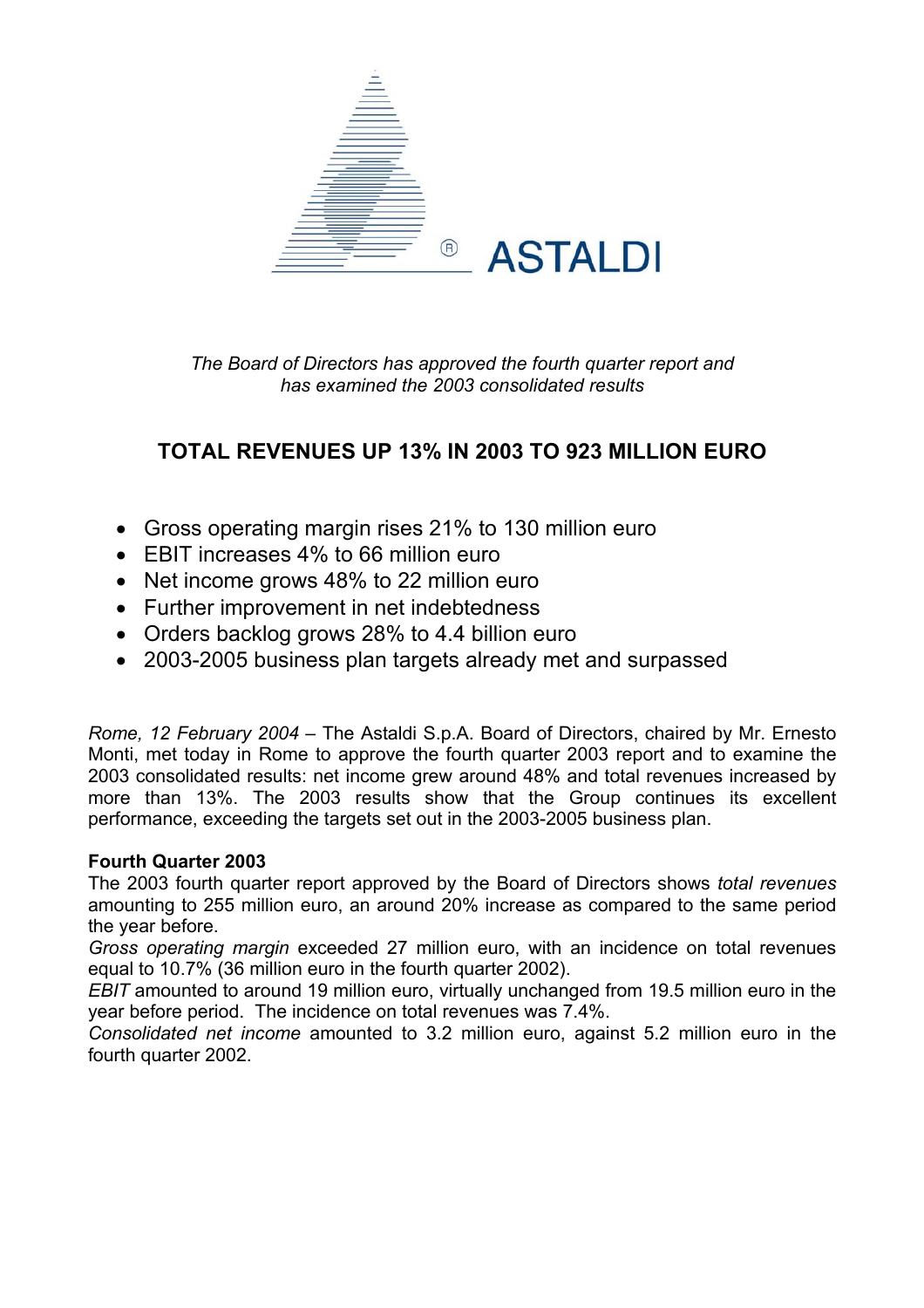ASTALDI

*The Board of Directors has approved the fourth quarter report and has examined the 2003 consolidated results*

# TOTAL REVENUES UP 13% IN 2003 TO 923 MILLION EURO

- Gross operating margin rises 21% to 130 million euro
- EBIT increases 4% to 66 million euro
- Net income grows 48% to 22 million euro
- Further improvement in net indebtedness
- Orders backlog grows 28% to 4.4 billion euro
- 2003-2005 business plan targets already met and surpassed

*Rome, 12 February 2004* – The Astaldi S.p.A. Board of Directors, chaired by Mr. Ernesto Monti, met today in Rome to approve the fourth quarter 2003 report and to examine the 2003 consolidated results: net income grew around 48% and total revenues increased by more than 13%. The 2003 results show that the Group continues its excellent performance, exceeding the targets set out in the 2003-2005 business plan.

**Fourth Quarter 2003**

The 2003 fourth quarter report approved by the Board of Directors shows *total revenues* amounting to 255 million euro, an around 20% increase as compared to the same period the year before.

*Gross operating margin* exceeded 27 million euro, with an incidence on total revenues equal to 10.7% (36 million euro in the fourth quarter 2002).

*EBIT* amounted to around 19 million euro, virtually unchanged from 19.5 million euro in the year before period. The incidence on total revenues was 7.4%.

*Consolidated net income* amounted to 3.2 million euro, against 5.2 million euro in the fourth quarter 2002.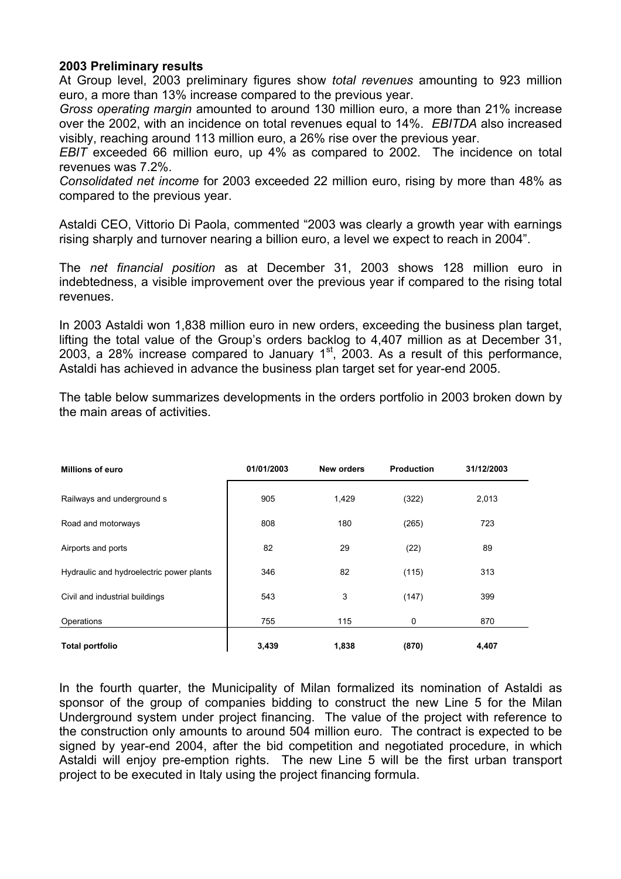**2003 Preliminary results**

At Group level, 2003 preliminary figures show *total revenues* amounting to 923 million euro, a more than 13% increase compared to the previous year.

*Gross operating margin* amounted to around 130 million euro, a more than 21% increase over the 2002, with an incidence on total revenues equal to 14%. *EBITDA* also increased visibly, reaching around 113 million euro, a 26% rise over the previous year.

*EBIT* exceeded 66 million euro, up 4% as compared to 2002. The incidence on total revenues was 7.2%.

*Consolidated net income* for 2003 exceeded 22 million euro, rising by more than 48% as compared to the previous year.

Astaldi CEO, Vittorio Di Paola, commented "2003 was clearly a growth year with earnings rising sharply and turnover nearing a billion euro, a level we expect to reach in 2004".

The *net financial position* as at December 31, 2003 shows 128 million euro in indebtedness, a visible improvement over the previous year if compared to the rising total revenues.

In 2003 Astaldi won 1,838 million euro in new orders, exceeding the business plan target, lifting the total value of the Group's orders backlog to 4,407 million as at December 31, 2003, a 28% increase compared to January 1st, 2003. As a result of this performance, Astaldi has achieved in advance the business plan target set for year-end 2005.

The table below summarizes developments in the orders portfolio in 2003 broken down by the main areas of activities.

| Millions of euro | 01/01/2003 | New orders | Production | 31/12/2003 |
|---|---|---|---|---|
| Railways and underground s | 905 | 1,429 | (322) | 2,013 |
| Road and motorways | 808 | 180 | (265) | 723 |
| Airports and ports | 82 | 29 | (22) | 89 |
| Hydraulic and hydroelectric power plants | 346 | 82 | (115) | 313 |
| Civil and industrial buildings | 543 | 3 | (147) | 399 |
| Operations | 755 | 115 | 0 | 870 |
| **Total portfolio** | **3,439** | **1,838** | **(870)** | **4,407** |

In the fourth quarter, the Municipality of Milan formalized its nomination of Astaldi as sponsor of the group of companies bidding to construct the new Line 5 for the Milan Underground system under project financing. The value of the project with reference to the construction only amounts to around 504 million euro. The contract is expected to be signed by year-end 2004, after the bid competition and negotiated procedure, in which Astaldi will enjoy pre-emption rights. The new Line 5 will be the first urban transport project to be executed in Italy using the project financing formula.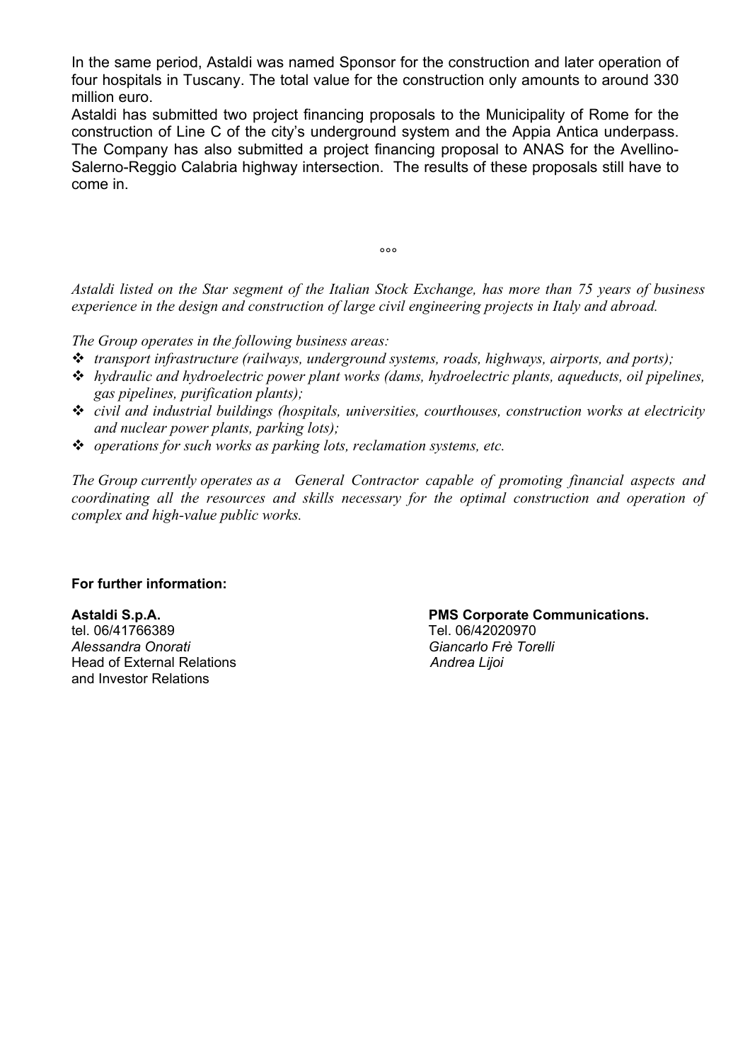In the same period, Astaldi was named Sponsor for the construction and later operation of four hospitals in Tuscany. The total value for the construction only amounts to around 330 million euro.

Astaldi has submitted two project financing proposals to the Municipality of Rome for the construction of Line C of the city's underground system and the Appia Antica underpass. The Company has also submitted a project financing proposal to ANAS for the Avellino-Salerno-Reggio Calabria highway intersection. The results of these proposals still have to come in.

°°°

*Astaldi listed on the Star segment of the Italian Stock Exchange, has more than 75 years of business experience in the design and construction of large civil engineering projects in Italy and abroad.*

*The Group operates in the following business areas:*

- *transport infrastructure (railways, underground systems, roads, highways, airports, and ports);*
- *hydraulic and hydroelectric power plant works (dams, hydroelectric plants, aqueducts, oil pipelines, gas pipelines, purification plants);*
- *civil and industrial buildings (hospitals, universities, courthouses, construction works at electricity and nuclear power plants, parking lots);*
- *operations for such works as parking lots, reclamation systems, etc.*

*The Group currently operates as a General Contractor capable of promoting financial aspects and coordinating all the resources and skills necessary for the optimal construction and operation of complex and high-value public works.*

**For further information:**

**Astaldi S.p.A.**
tel. 06/41766389
*Alessandra Onorati*
Head of External Relations
and Investor Relations

**PMS Corporate Communications.**
Tel. 06/42020970
*Giancarlo Frè Torelli*
*Andrea Lijoi*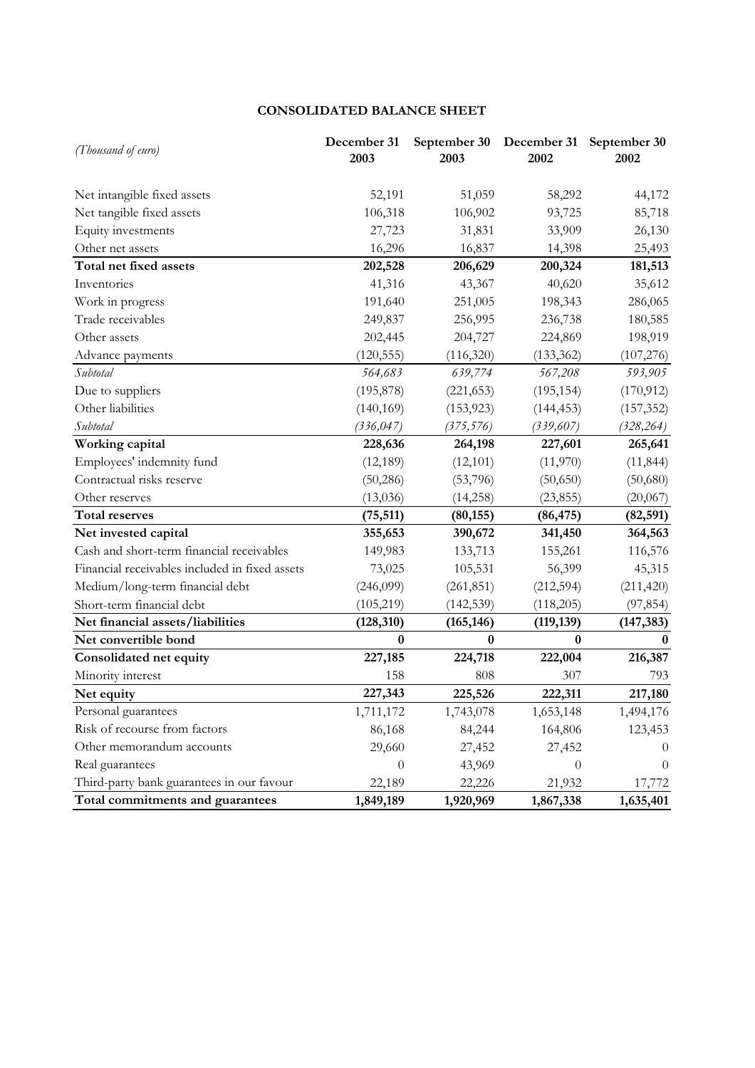**CONSOLIDATED BALANCE SHEET**

| *(Thousand of euro)* | **December 31 2003** | **September 30 2003** | **December 31 2002** | **September 30 2002** |
|---|---|---|---|---|
| Net intangible fixed assets | 52,191 | 51,059 | 58,292 | 44,172 |
| Net tangible fixed assets | 106,318 | 106,902 | 93,725 | 85,718 |
| Equity investments | 27,723 | 31,831 | 33,909 | 26,130 |
| Other net assets | 16,296 | 16,837 | 14,398 | 25,493 |
| **Total net fixed assets** | **202,528** | **206,629** | **200,324** | **181,513** |
| Inventories | 41,316 | 43,367 | 40,620 | 35,612 |
| Work in progress | 191,640 | 251,005 | 198,343 | 286,065 |
| Trade receivables | 249,837 | 256,995 | 236,738 | 180,585 |
| Other assets | 202,445 | 204,727 | 224,869 | 198,919 |
| Advance payments | (120,555) | (116,320) | (133,362) | (107,276) |
| *Subtotal* | *564,683* | *639,774* | *567,208* | *593,905* |
| Due to suppliers | (195,878) | (221,653) | (195,154) | (170,912) |
| Other liabilities | (140,169) | (153,923) | (144,453) | (157,352) |
| *Subtotal* | *(336,047)* | *(375,576)* | *(339,607)* | *(328,264)* |
| **Working capital** | **228,636** | **264,198** | **227,601** | **265,641** |
| Employees' indemnity fund | (12,189) | (12,101) | (11,970) | (11,844) |
| Contractual risks reserve | (50,286) | (53,796) | (50,650) | (50,680) |
| Other reserves | (13,036) | (14,258) | (23,855) | (20,067) |
| **Total reserves** | **(75,511)** | **(80,155)** | **(86,475)** | **(82,591)** |
| **Net invested capital** | **355,653** | **390,672** | **341,450** | **364,563** |
| Cash and short-term financial receivables | 149,983 | 133,713 | 155,261 | 116,576 |
| Financial receivables included in fixed assets | 73,025 | 105,531 | 56,399 | 45,315 |
| Medium/long-term financial debt | (246,099) | (261,851) | (212,594) | (211,420) |
| Short-term financial debt | (105,219) | (142,539) | (118,205) | (97,854) |
| **Net financial assets/liabilities** | **(128,310)** | **(165,146)** | **(119,139)** | **(147,383)** |
| **Net convertible bond** | **0** | **0** | **0** | **0** |
| **Consolidated net equity** | **227,185** | **224,718** | **222,004** | **216,387** |
| Minority interest | 158 | 808 | 307 | 793 |
| **Net equity** | **227,343** | **225,526** | **222,311** | **217,180** |
| Personal guarantees | 1,711,172 | 1,743,078 | 1,653,148 | 1,494,176 |
| Risk of recourse from factors | 86,168 | 84,244 | 164,806 | 123,453 |
| Other memorandum accounts | 29,660 | 27,452 | 27,452 | 0 |
| Real guarantees | 0 | 43,969 | 0 | 0 |
| Third-party bank guarantees in our favour | 22,189 | 22,226 | 21,932 | 17,772 |
| **Total commitments and guarantees** | **1,849,189** | **1,920,969** | **1,867,338** | **1,635,401** |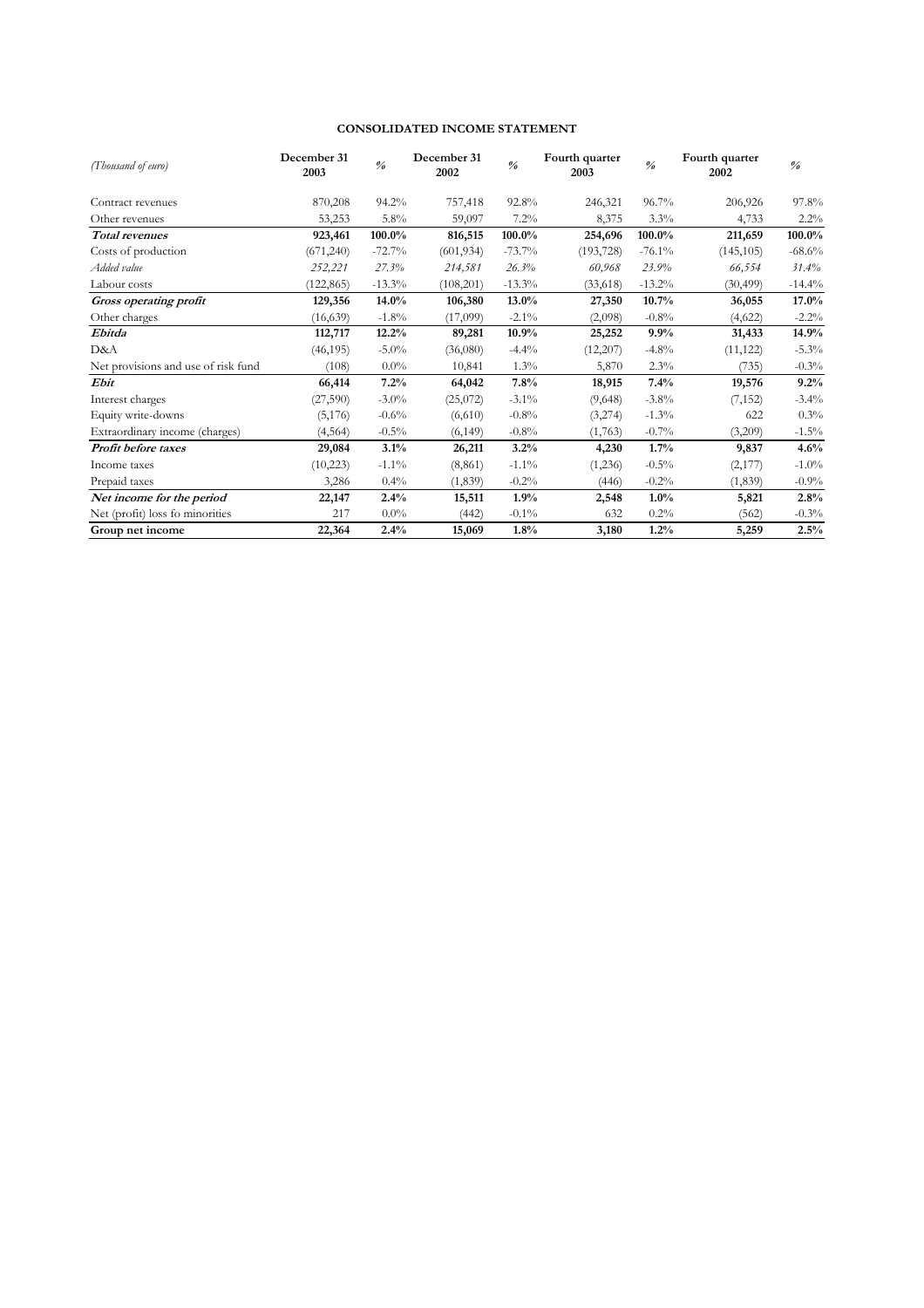**CONSOLIDATED INCOME STATEMENT**

| *(Thousand of euro)* | December 31 2003 | % | December 31 2002 | % | Fourth quarter 2003 | % | Fourth quarter 2002 | % |
|---|---|---|---|---|---|---|---|---|
| Contract revenues | 870,208 | 94.2% | 757,418 | 92.8% | 246,321 | 96.7% | 206,926 | 97.8% |
| Other revenues | 53,253 | 5.8% | 59,097 | 7.2% | 8,375 | 3.3% | 4,733 | 2.2% |
| ***Total revenues*** | **923,461** | **100.0%** | **816,515** | **100.0%** | **254,696** | **100.0%** | **211,659** | **100.0%** |
| Costs of production | (671,240) | -72.7% | (601,934) | -73.7% | (193,728) | -76.1% | (145,105) | -68.6% |
| *Added value* | *252,221* | *27.3%* | *214,581* | *26.3%* | *60,968* | *23.9%* | *66,554* | *31.4%* |
| Labour costs | (122,865) | -13.3% | (108,201) | -13.3% | (33,618) | -13.2% | (30,499) | -14.4% |
| ***Gross operating profit*** | **129,356** | **14.0%** | **106,380** | **13.0%** | **27,350** | **10.7%** | **36,055** | **17.0%** |
| Other charges | (16,639) | -1.8% | (17,099) | -2.1% | (2,098) | -0.8% | (4,622) | -2.2% |
| ***Ebitda*** | **112,717** | **12.2%** | **89,281** | **10.9%** | **25,252** | **9.9%** | **31,433** | **14.9%** |
| D&A | (46,195) | -5.0% | (36,080) | -4.4% | (12,207) | -4.8% | (11,122) | -5.3% |
| Net provisions and use of risk fund | (108) | 0.0% | 10,841 | 1.3% | 5,870 | 2.3% | (735) | -0.3% |
| ***Ebit*** | **66,414** | **7.2%** | **64,042** | **7.8%** | **18,915** | **7.4%** | **19,576** | **9.2%** |
| Interest charges | (27,590) | -3.0% | (25,072) | -3.1% | (9,648) | -3.8% | (7,152) | -3.4% |
| Equity write-downs | (5,176) | -0.6% | (6,610) | -0.8% | (3,274) | -1.3% | 622 | 0.3% |
| Extraordinary income (charges) | (4,564) | -0.5% | (6,149) | -0.8% | (1,763) | -0.7% | (3,209) | -1.5% |
| ***Profit before taxes*** | **29,084** | **3.1%** | **26,211** | **3.2%** | **4,230** | **1.7%** | **9,837** | **4.6%** |
| Income taxes | (10,223) | -1.1% | (8,861) | -1.1% | (1,236) | -0.5% | (2,177) | -1.0% |
| Prepaid taxes | 3,286 | 0.4% | (1,839) | -0.2% | (446) | -0.2% | (1,839) | -0.9% |
| ***Net income for the period*** | **22,147** | **2.4%** | **15,511** | **1.9%** | **2,548** | **1.0%** | **5,821** | **2.8%** |
| Net (profit) loss fo minorities | 217 | 0.0% | (442) | -0.1% | 632 | 0.2% | (562) | -0.3% |
| **Group net income** | **22,364** | **2.4%** | **15,069** | **1.8%** | **3,180** | **1.2%** | **5,259** | **2.5%** |